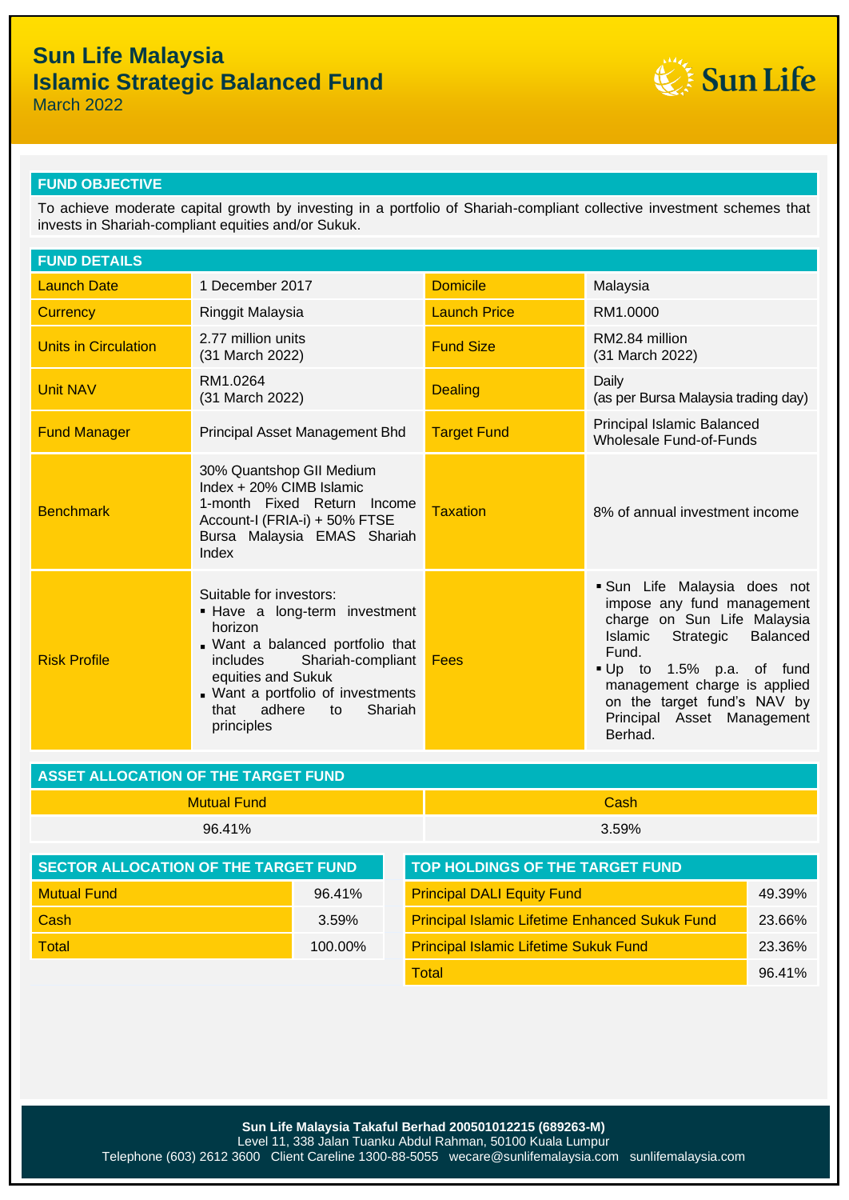# Sun Life Malaysia
# Islamic Strategic Balanced Fund

March 2022

## FUND OBJECTIVE

To achieve moderate capital growth by investing in a portfolio of Shariah-compliant collective investment schemes that invests in Shariah-compliant equities and/or Sukuk.

## FUND DETAILS

| | | | |
|---|---|---|---|
| Launch Date | 1 December 2017 | Domicile | Malaysia |
| Currency | Ringgit Malaysia | Launch Price | RM1.0000 |
| Units in Circulation | 2.77 million units (31 March 2022) | Fund Size | RM2.84 million (31 March 2022) |
| Unit NAV | RM1.0264 (31 March 2022) | Dealing | Daily (as per Bursa Malaysia trading day) |
| Fund Manager | Principal Asset Management Bhd | Target Fund | Principal Islamic Balanced Wholesale Fund-of-Funds |
| Benchmark | 30% Quantshop GII Medium Index + 20% CIMB Islamic 1-month Fixed Return Income Account-I (FRIA-i) + 50% FTSE Bursa Malaysia EMAS Shariah Index | Taxation | 8% of annual investment income |
| Risk Profile | Suitable for investors:<br>▪ Have a long-term investment horizon<br>▪ Want a balanced portfolio that includes Shariah-compliant equities and Sukuk<br>▪ Want a portfolio of investments that adhere to Shariah principles | Fees | ▪ Sun Life Malaysia does not impose any fund management charge on Sun Life Malaysia Islamic Strategic Balanced Fund.<br>▪ Up to 1.5% p.a. of fund management charge is applied on the target fund's NAV by Principal Asset Management Berhad. |

## ASSET ALLOCATION OF THE TARGET FUND

| Mutual Fund | Cash |
|---|---|
| 96.41% | 3.59% |

## SECTOR ALLOCATION OF THE TARGET FUND

| | |
|---|---|
| Mutual Fund | 96.41% |
| Cash | 3.59% |
| Total | 100.00% |

## TOP HOLDINGS OF THE TARGET FUND

| | |
|---|---|
| Principal DALI Equity Fund | 49.39% |
| Principal Islamic Lifetime Enhanced Sukuk Fund | 23.66% |
| Principal Islamic Lifetime Sukuk Fund | 23.36% |
| Total | 96.41% |

**Sun Life Malaysia Takaful Berhad 200501012215 (689263-M)**
Level 11, 338 Jalan Tuanku Abdul Rahman, 50100 Kuala Lumpur
Telephone (603) 2612 3600 Client Careline 1300-88-5055 wecare@sunlifemalaysia.com sunlifemalaysia.com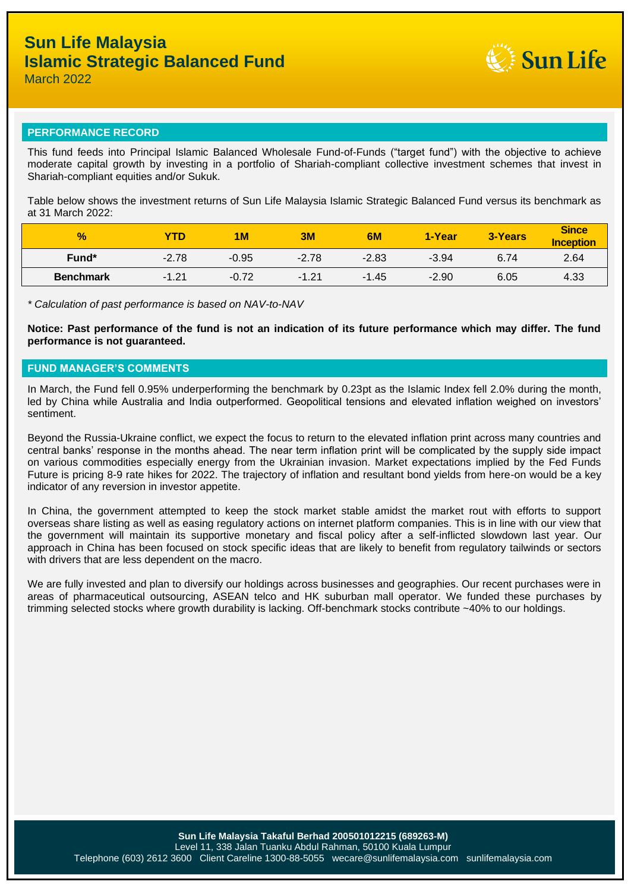# Sun Life Malaysia
# Islamic Strategic Balanced Fund

March 2022

## PERFORMANCE RECORD

This fund feeds into Principal Islamic Balanced Wholesale Fund-of-Funds ("target fund") with the objective to achieve moderate capital growth by investing in a portfolio of Shariah-compliant collective investment schemes that invest in Shariah-compliant equities and/or Sukuk.

Table below shows the investment returns of Sun Life Malaysia Islamic Strategic Balanced Fund versus its benchmark as at 31 March 2022:

| % | YTD | 1M | 3M | 6M | 1-Year | 3-Years | Since Inception |
|---|---|---|---|---|---|---|---|
| **Fund*** | -2.78 | -0.95 | -2.78 | -2.83 | -3.94 | 6.74 | 2.64 |
| **Benchmark** | -1.21 | -0.72 | -1.21 | -1.45 | -2.90 | 6.05 | 4.33 |

*\* Calculation of past performance is based on NAV-to-NAV*

**Notice: Past performance of the fund is not an indication of its future performance which may differ. The fund performance is not guaranteed.**

## FUND MANAGER'S COMMENTS

In March, the Fund fell 0.95% underperforming the benchmark by 0.23pt as the Islamic Index fell 2.0% during the month, led by China while Australia and India outperformed. Geopolitical tensions and elevated inflation weighed on investors' sentiment.

Beyond the Russia-Ukraine conflict, we expect the focus to return to the elevated inflation print across many countries and central banks' response in the months ahead. The near term inflation print will be complicated by the supply side impact on various commodities especially energy from the Ukrainian invasion. Market expectations implied by the Fed Funds Future is pricing 8-9 rate hikes for 2022. The trajectory of inflation and resultant bond yields from here-on would be a key indicator of any reversion in investor appetite.

In China, the government attempted to keep the stock market stable amidst the market rout with efforts to support overseas share listing as well as easing regulatory actions on internet platform companies. This is in line with our view that the government will maintain its supportive monetary and fiscal policy after a self-inflicted slowdown last year. Our approach in China has been focused on stock specific ideas that are likely to benefit from regulatory tailwinds or sectors with drivers that are less dependent on the macro.

We are fully invested and plan to diversify our holdings across businesses and geographies. Our recent purchases were in areas of pharmaceutical outsourcing, ASEAN telco and HK suburban mall operator. We funded these purchases by trimming selected stocks where growth durability is lacking. Off-benchmark stocks contribute ~40% to our holdings.

**Sun Life Malaysia Takaful Berhad 200501012215 (689263-M)**
Level 11, 338 Jalan Tuanku Abdul Rahman, 50100 Kuala Lumpur
Telephone (603) 2612 3600 Client Careline 1300-88-5055 wecare@sunlifemalaysia.com sunlifemalaysia.com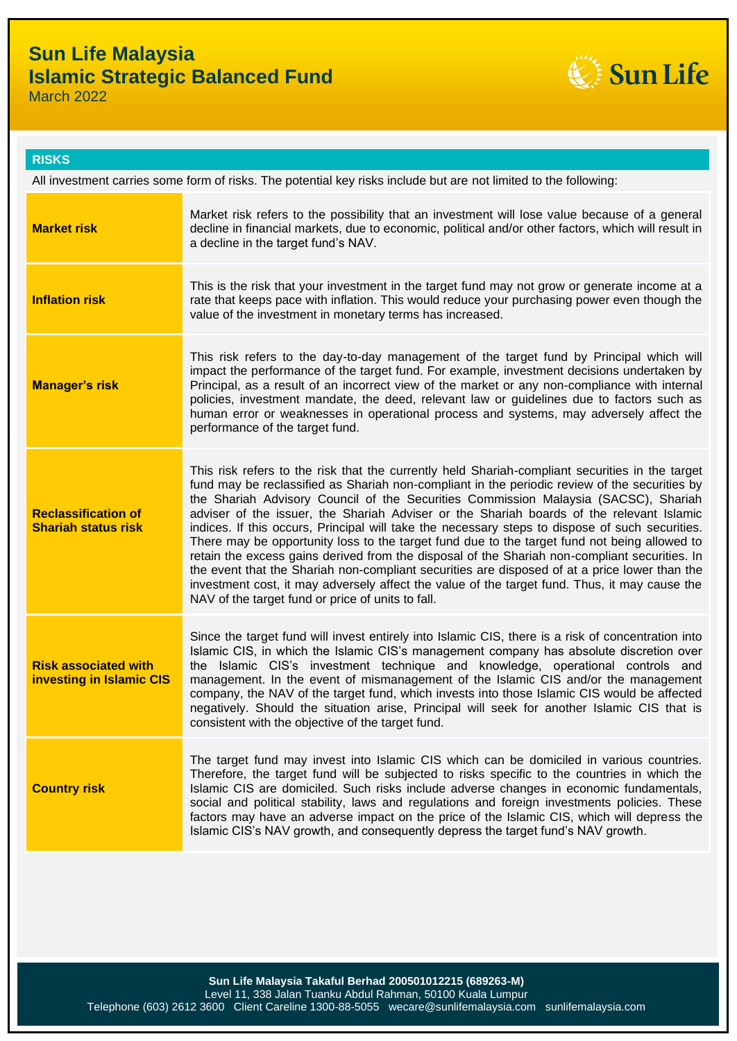# Sun Life Malaysia
## Islamic Strategic Balanced Fund
March 2022

## RISKS

All investment carries some form of risks. The potential key risks include but are not limited to the following:

| Risk | Description |
|---|---|
| **Market risk** | Market risk refers to the possibility that an investment will lose value because of a general decline in financial markets, due to economic, political and/or other factors, which will result in a decline in the target fund's NAV. |
| **Inflation risk** | This is the risk that your investment in the target fund may not grow or generate income at a rate that keeps pace with inflation. This would reduce your purchasing power even though the value of the investment in monetary terms has increased. |
| **Manager's risk** | This risk refers to the day-to-day management of the target fund by Principal which will impact the performance of the target fund. For example, investment decisions undertaken by Principal, as a result of an incorrect view of the market or any non-compliance with internal policies, investment mandate, the deed, relevant law or guidelines due to factors such as human error or weaknesses in operational process and systems, may adversely affect the performance of the target fund. |
| **Reclassification of Shariah status risk** | This risk refers to the risk that the currently held Shariah-compliant securities in the target fund may be reclassified as Shariah non-compliant in the periodic review of the securities by the Shariah Advisory Council of the Securities Commission Malaysia (SACSC), Shariah adviser of the issuer, the Shariah Adviser or the Shariah boards of the relevant Islamic indices. If this occurs, Principal will take the necessary steps to dispose of such securities. There may be opportunity loss to the target fund due to the target fund not being allowed to retain the excess gains derived from the disposal of the Shariah non-compliant securities. In the event that the Shariah non-compliant securities are disposed of at a price lower than the investment cost, it may adversely affect the value of the target fund. Thus, it may cause the NAV of the target fund or price of units to fall. |
| **Risk associated with investing in Islamic CIS** | Since the target fund will invest entirely into Islamic CIS, there is a risk of concentration into Islamic CIS, in which the Islamic CIS's management company has absolute discretion over the Islamic CIS's investment technique and knowledge, operational controls and management. In the event of mismanagement of the Islamic CIS and/or the management company, the NAV of the target fund, which invests into those Islamic CIS would be affected negatively. Should the situation arise, Principal will seek for another Islamic CIS that is consistent with the objective of the target fund. |
| **Country risk** | The target fund may invest into Islamic CIS which can be domiciled in various countries. Therefore, the target fund will be subjected to risks specific to the countries in which the Islamic CIS are domiciled. Such risks include adverse changes in economic fundamentals, social and political stability, laws and regulations and foreign investments policies. These factors may have an adverse impact on the price of the Islamic CIS, which will depress the Islamic CIS's NAV growth, and consequently depress the target fund's NAV growth. |

**Sun Life Malaysia Takaful Berhad 200501012215 (689263-M)**
Level 11, 338 Jalan Tuanku Abdul Rahman, 50100 Kuala Lumpur
Telephone (603) 2612 3600 Client Careline 1300-88-5055 wecare@sunlifemalaysia.com sunlifemalaysia.com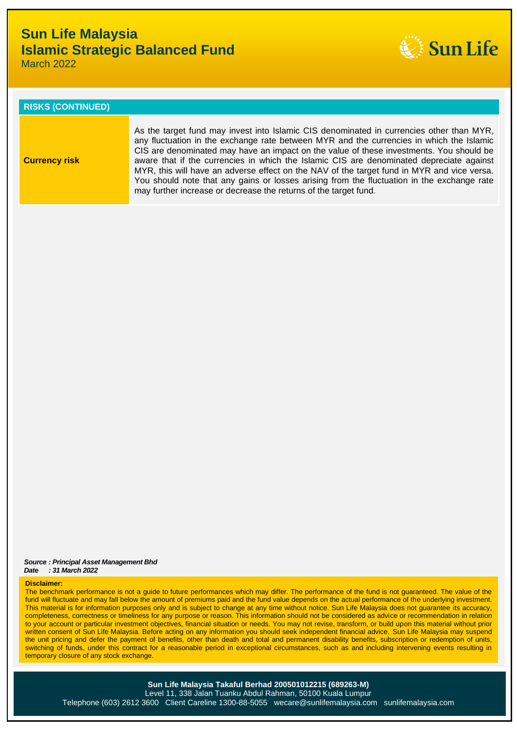# Sun Life Malaysia
# Islamic Strategic Balanced Fund

March 2022

## RISKS (CONTINUED)

| | |
|---|---|
| **Currency risk** | As the target fund may invest into Islamic CIS denominated in currencies other than MYR, any fluctuation in the exchange rate between MYR and the currencies in which the Islamic CIS are denominated may have an impact on the value of these investments. You should be aware that if the currencies in which the Islamic CIS are denominated depreciate against MYR, this will have an adverse effect on the NAV of the target fund in MYR and vice versa. You should note that any gains or losses arising from the fluctuation in the exchange rate may further increase or decrease the returns of the target fund. |

***Source : Principal Asset Management Bhd***
***Date : 31 March 2022***

**Disclaimer:**
The benchmark performance is not a guide to future performances which may differ. The performance of the fund is not guaranteed. The value of the fund will fluctuate and may fall below the amount of premiums paid and the fund value depends on the actual performance of the underlying investment. This material is for information purposes only and is subject to change at any time without notice. Sun Life Malaysia does not guarantee its accuracy, completeness, correctness or timeliness for any purpose or reason. This information should not be considered as advice or recommendation in relation to your account or particular investment objectives, financial situation or needs. You may not revise, transform, or build upon this material without prior written consent of Sun Life Malaysia. Before acting on any information you should seek independent financial advice. Sun Life Malaysia may suspend the unit pricing and defer the payment of benefits, other than death and total and permanent disability benefits, subscription or redemption of units, switching of funds, under this contract for a reasonable period in exceptional circumstances, such as and including intervening events resulting in temporary closure of any stock exchange.

**Sun Life Malaysia Takaful Berhad 200501012215 (689263-M)**
Level 11, 338 Jalan Tuanku Abdul Rahman, 50100 Kuala Lumpur
Telephone (603) 2612 3600 Client Careline 1300-88-5055 wecare@sunlifemalaysia.com sunlifemalaysia.com